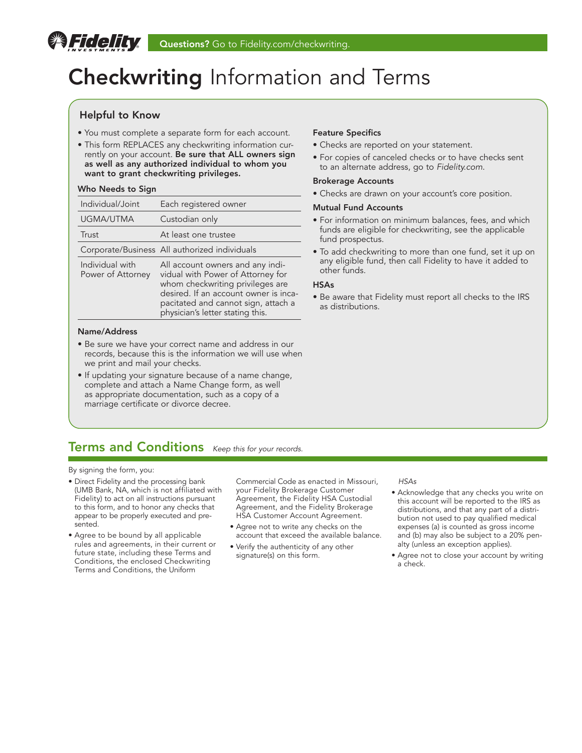Fidelity INVESTMENTS

**Questions?** Go to Fidelity.com/checkwriting.

# **Checkwriting** Information and Terms

## Helpful to Know

- You must complete a separate form for each account.
- This form REPLACES any checkwriting information currently on your account. **Be sure that ALL owners sign as well as any authorized individual to whom you want to grant checkwriting privileges.**

### Who Needs to Sign

| | |
|---|---|
| Individual/Joint | Each registered owner |
| UGMA/UTMA | Custodian only |
| Trust | At least one trustee |
| Corporate/Business | All authorized individuals |
| Individual with Power of Attorney | All account owners and any individual with Power of Attorney for whom checkwriting privileges are desired. If an account owner is incapacitated and cannot sign, attach a physician's letter stating this. |

### Name/Address

- Be sure we have your correct name and address in our records, because this is the information we will use when we print and mail your checks.
- If updating your signature because of a name change, complete and attach a Name Change form, as well as appropriate documentation, such as a copy of a marriage certificate or divorce decree.

### Feature Specifics

- Checks are reported on your statement.
- For copies of canceled checks or to have checks sent to an alternate address, go to *Fidelity.com*.

### Brokerage Accounts

- Checks are drawn on your account's core position.

### Mutual Fund Accounts

- For information on minimum balances, fees, and which funds are eligible for checkwriting, see the applicable fund prospectus.
- To add checkwriting to more than one fund, set it up on any eligible fund, then call Fidelity to have it added to other funds.

### HSAs

- Be aware that Fidelity must report all checks to the IRS as distributions.

## Terms and Conditions *Keep this for your records.*

By signing the form, you:

- Direct Fidelity and the processing bank (UMB Bank, NA, which is not affiliated with Fidelity) to act on all instructions pursuant to this form, and to honor any checks that appear to be properly executed and presented.
- Agree to be bound by all applicable rules and agreements, in their current or future state, including these Terms and Conditions, the enclosed Checkwriting Terms and Conditions, the Uniform Commercial Code as enacted in Missouri, your Fidelity Brokerage Customer Agreement, the Fidelity HSA Custodial Agreement, and the Fidelity Brokerage HSA Customer Account Agreement.
- Agree not to write any checks on the account that exceed the available balance.
- Verify the authenticity of any other signature(s) on this form.

*HSAs*

- Acknowledge that any checks you write on this account will be reported to the IRS as distributions, and that any part of a distribution not used to pay qualified medical expenses (a) is counted as gross income and (b) may also be subject to a 20% penalty (unless an exception applies).
- Agree not to close your account by writing a check.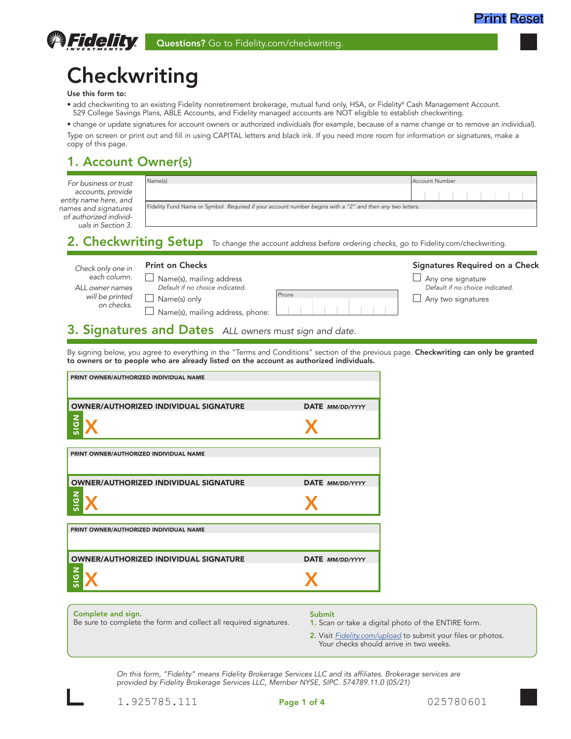# Checkwriting

**Use this form to:**

- add checkwriting to an existing Fidelity nonretirement brokerage, mutual fund only, HSA, or Fidelity® Cash Management Account. 529 College Savings Plans, ABLE Accounts, and Fidelity managed accounts are NOT eligible to establish checkwriting.
- change or update signatures for account owners or authorized individuals (for example, because of a name change or to remove an individual).

Type on screen or print out and fill in using CAPITAL letters and black ink. If you need more room for information or signatures, make a copy of this page.

**Questions?** Go to Fidelity.com/checkwriting.

## 1. Account Owner(s)

*For business or trust accounts, provide entity name here, and names and signatures of authorized individuals in Section 3.*

| Name(s) | Account Number |
|---|---|
| | |

Fidelity Fund Name or Symbol *Required if your account number begins with a "2" and then any two letters.*

## 2. Checkwriting Setup

*To change the account address before ordering checks, go to* Fidelity.com/checkwriting.

*Check only one in each column.*

*ALL owner names will be printed on checks.*

**Print on Checks**

- ☐ Name(s), mailing address
  *Default if no choice indicated.*
- ☐ Name(s) only
- ☐ Name(s), mailing address, phone: Phone ___

**Signatures Required on a Check**

- ☐ Any one signature
  *Default if no choice indicated.*
- ☐ Any two signatures

## 3. Signatures and Dates

*ALL owners must sign and date.*

By signing below, you agree to everything in the "Terms and Conditions" section of the previous page. **Checkwriting can only be granted to owners or to people who are already listed on the account as authorized individuals.**

**PRINT OWNER/AUTHORIZED INDIVIDUAL NAME**

**OWNER/AUTHORIZED INDIVIDUAL SIGNATURE** | **DATE** *MM/DD/YYYY*

SIGN X | X

**PRINT OWNER/AUTHORIZED INDIVIDUAL NAME**

**OWNER/AUTHORIZED INDIVIDUAL SIGNATURE** | **DATE** *MM/DD/YYYY*

SIGN X | X

**PRINT OWNER/AUTHORIZED INDIVIDUAL NAME**

**OWNER/AUTHORIZED INDIVIDUAL SIGNATURE** | **DATE** *MM/DD/YYYY*

SIGN X | X

**Complete and sign.**
Be sure to complete the form and collect all required signatures.

**Submit**

1. Scan or take a digital photo of the ENTIRE form.
2. Visit Fidelity.com/upload to submit your files or photos. Your checks should arrive in two weeks.

*On this form, "Fidelity" means Fidelity Brokerage Services LLC and its affiliates. Brokerage services are provided by Fidelity Brokerage Services LLC, Member NYSE, SIPC. 574789.11.0 (05/21)*

1.925785.111 025780601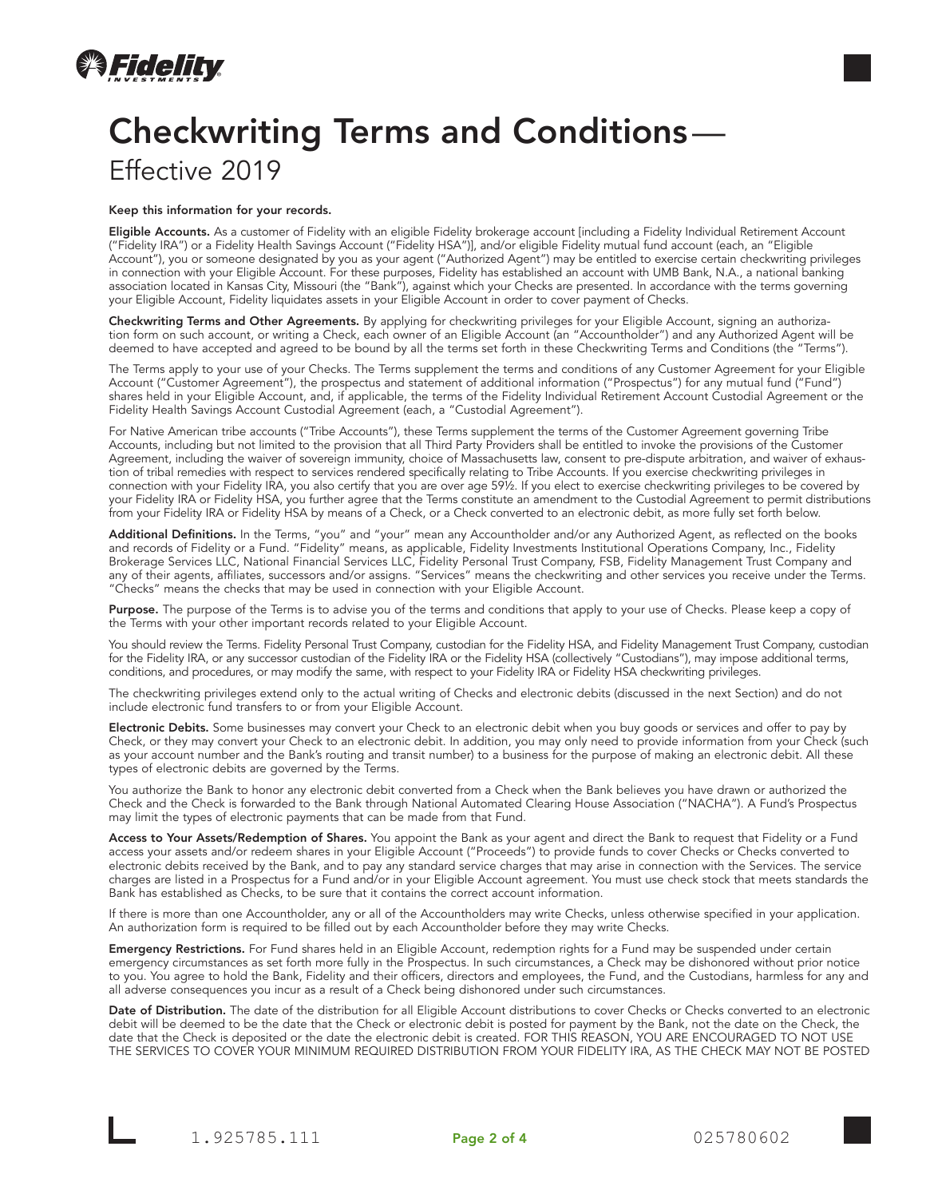# Checkwriting Terms and Conditions—

Effective 2019

**Keep this information for your records.**

**Eligible Accounts.** As a customer of Fidelity with an eligible Fidelity brokerage account [including a Fidelity Individual Retirement Account ("Fidelity IRA") or a Fidelity Health Savings Account ("Fidelity HSA")], and/or eligible Fidelity mutual fund account (each, an "Eligible Account"), you or someone designated by you as your agent ("Authorized Agent") may be entitled to exercise certain checkwriting privileges in connection with your Eligible Account. For these purposes, Fidelity has established an account with UMB Bank, N.A., a national banking association located in Kansas City, Missouri (the "Bank"), against which your Checks are presented. In accordance with the terms governing your Eligible Account, Fidelity liquidates assets in your Eligible Account in order to cover payment of Checks.

**Checkwriting Terms and Other Agreements.** By applying for checkwriting privileges for your Eligible Account, signing an authorization form on such account, or writing a Check, each owner of an Eligible Account (an "Accountholder") and any Authorized Agent will be deemed to have accepted and agreed to be bound by all the terms set forth in these Checkwriting Terms and Conditions (the "Terms").

The Terms apply to your use of your Checks. The Terms supplement the terms and conditions of any Customer Agreement for your Eligible Account ("Customer Agreement"), the prospectus and statement of additional information ("Prospectus") for any mutual fund ("Fund") shares held in your Eligible Account, and, if applicable, the terms of the Fidelity Individual Retirement Account Custodial Agreement or the Fidelity Health Savings Account Custodial Agreement (each, a "Custodial Agreement").

For Native American tribe accounts ("Tribe Accounts"), these Terms supplement the terms of the Customer Agreement governing Tribe Accounts, including but not limited to the provision that all Third Party Providers shall be entitled to invoke the provisions of the Customer Agreement, including the waiver of sovereign immunity, choice of Massachusetts law, consent to pre-dispute arbitration, and waiver of exhaustion of tribal remedies with respect to services rendered specifically relating to Tribe Accounts. If you exercise checkwriting privileges in connection with your Fidelity IRA, you also certify that you are over age 59½. If you elect to exercise checkwriting privileges to be covered by your Fidelity IRA or Fidelity HSA, you further agree that the Terms constitute an amendment to the Custodial Agreement to permit distributions from your Fidelity IRA or Fidelity HSA by means of a Check, or a Check converted to an electronic debit, as more fully set forth below.

**Additional Definitions.** In the Terms, "you" and "your" mean any Accountholder and/or any Authorized Agent, as reflected on the books and records of Fidelity or a Fund. "Fidelity" means, as applicable, Fidelity Investments Institutional Operations Company, Inc., Fidelity Brokerage Services LLC, National Financial Services LLC, Fidelity Personal Trust Company, FSB, Fidelity Management Trust Company and any of their agents, affiliates, successors and/or assigns. "Services" means the checkwriting and other services you receive under the Terms. "Checks" means the checks that may be used in connection with your Eligible Account.

**Purpose.** The purpose of the Terms is to advise you of the terms and conditions that apply to your use of Checks. Please keep a copy of the Terms with your other important records related to your Eligible Account.

You should review the Terms. Fidelity Personal Trust Company, custodian for the Fidelity HSA, and Fidelity Management Trust Company, custodian for the Fidelity IRA, or any successor custodian of the Fidelity IRA or the Fidelity HSA (collectively "Custodians"), may impose additional terms, conditions, and procedures, or may modify the same, with respect to your Fidelity IRA or Fidelity HSA checkwriting privileges.

The checkwriting privileges extend only to the actual writing of Checks and electronic debits (discussed in the next Section) and do not include electronic fund transfers to or from your Eligible Account.

**Electronic Debits.** Some businesses may convert your Check to an electronic debit when you buy goods or services and offer to pay by Check, or they may convert your Check to an electronic debit. In addition, you may only need to provide information from your Check (such as your account number and the Bank's routing and transit number) to a business for the purpose of making an electronic debit. All these types of electronic debits are governed by the Terms.

You authorize the Bank to honor any electronic debit converted from a Check when the Bank believes you have drawn or authorized the Check and the Check is forwarded to the Bank through National Automated Clearing House Association ("NACHA"). A Fund's Prospectus may limit the types of electronic payments that can be made from that Fund.

**Access to Your Assets/Redemption of Shares.** You appoint the Bank as your agent and direct the Bank to request that Fidelity or a Fund access your assets and/or redeem shares in your Eligible Account ("Proceeds") to provide funds to cover Checks or Checks converted to electronic debits received by the Bank, and to pay any standard service charges that may arise in connection with the Services. The service charges are listed in a Prospectus for a Fund and/or in your Eligible Account agreement. You must use check stock that meets standards the Bank has established as Checks, to be sure that it contains the correct account information.

If there is more than one Accountholder, any or all of the Accountholders may write Checks, unless otherwise specified in your application. An authorization form is required to be filled out by each Accountholder before they may write Checks.

**Emergency Restrictions.** For Fund shares held in an Eligible Account, redemption rights for a Fund may be suspended under certain emergency circumstances as set forth more fully in the Prospectus. In such circumstances, a Check may be dishonored without prior notice to you. You agree to hold the Bank, Fidelity and their officers, directors and employees, the Fund, and the Custodians, harmless for any and all adverse consequences you incur as a result of a Check being dishonored under such circumstances.

**Date of Distribution.** The date of the distribution for all Eligible Account distributions to cover Checks or Checks converted to an electronic debit will be deemed to be the date that the Check or electronic debit is posted for payment by the Bank, not the date on the Check, the date that the Check is deposited or the date the electronic debit is created. FOR THIS REASON, YOU ARE ENCOURAGED TO NOT USE THE SERVICES TO COVER YOUR MINIMUM REQUIRED DISTRIBUTION FROM YOUR FIDELITY IRA, AS THE CHECK MAY NOT BE POSTED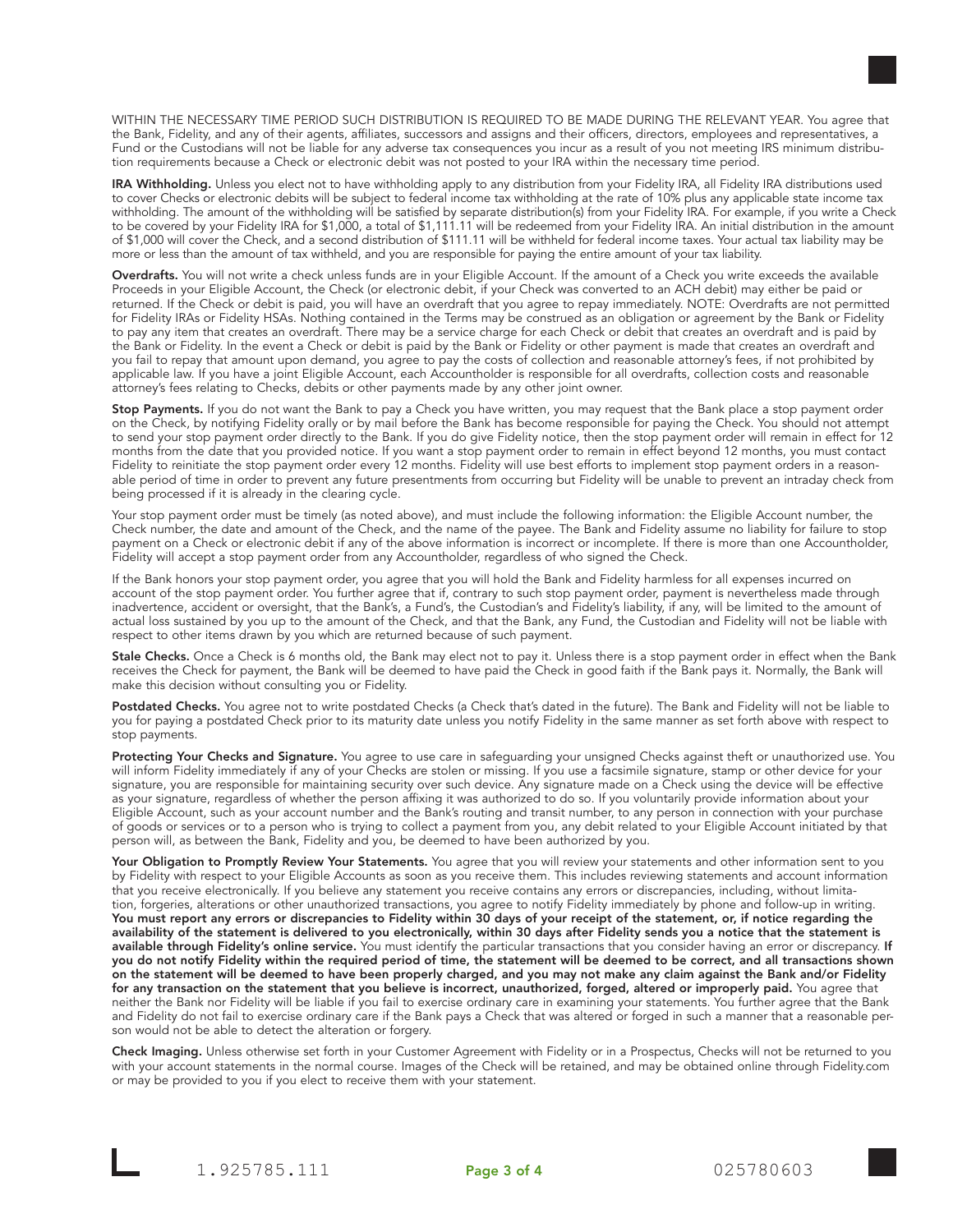WITHIN THE NECESSARY TIME PERIOD SUCH DISTRIBUTION IS REQUIRED TO BE MADE DURING THE RELEVANT YEAR. You agree that the Bank, Fidelity, and any of their agents, affiliates, successors and assigns and their officers, directors, employees and representatives, a Fund or the Custodians will not be liable for any adverse tax consequences you incur as a result of you not meeting IRS minimum distribution requirements because a Check or electronic debit was not posted to your IRA within the necessary time period.

**IRA Withholding.** Unless you elect not to have withholding apply to any distribution from your Fidelity IRA, all Fidelity IRA distributions used to cover Checks or electronic debits will be subject to federal income tax withholding at the rate of 10% plus any applicable state income tax withholding. The amount of the withholding will be satisfied by separate distribution(s) from your Fidelity IRA. For example, if you write a Check to be covered by your Fidelity IRA for $1,000, a total of $1,111.11 will be redeemed from your Fidelity IRA. An initial distribution in the amount of $1,000 will cover the Check, and a second distribution of $111.11 will be withheld for federal income taxes. Your actual tax liability may be more or less than the amount of tax withheld, and you are responsible for paying the entire amount of your tax liability.

**Overdrafts.** You will not write a check unless funds are in your Eligible Account. If the amount of a Check you write exceeds the available Proceeds in your Eligible Account, the Check (or electronic debit, if your Check was converted to an ACH debit) may either be paid or returned. If the Check or debit is paid, you will have an overdraft that you agree to repay immediately. NOTE: Overdrafts are not permitted for Fidelity IRAs or Fidelity HSAs. Nothing contained in the Terms may be construed as an obligation or agreement by the Bank or Fidelity to pay any item that creates an overdraft. There may be a service charge for each Check or debit that creates an overdraft and is paid by the Bank or Fidelity. In the event a Check or debit is paid by the Bank or Fidelity or other payment is made that creates an overdraft and you fail to repay that amount upon demand, you agree to pay the costs of collection and reasonable attorney's fees, if not prohibited by applicable law. If you have a joint Eligible Account, each Accountholder is responsible for all overdrafts, collection costs and reasonable attorney's fees relating to Checks, debits or other payments made by any other joint owner.

**Stop Payments.** If you do not want the Bank to pay a Check you have written, you may request that the Bank place a stop payment order on the Check, by notifying Fidelity orally or by mail before the Bank has become responsible for paying the Check. You should not attempt to send your stop payment order directly to the Bank. If you do give Fidelity notice, then the stop payment order will remain in effect for 12 months from the date that you provided notice. If you want a stop payment order to remain in effect beyond 12 months, you must contact Fidelity to reinitiate the stop payment order every 12 months. Fidelity will use best efforts to implement stop payment orders in a reasonable period of time in order to prevent any future presentments from occurring but Fidelity will be unable to prevent an intraday check from being processed if it is already in the clearing cycle.

Your stop payment order must be timely (as noted above), and must include the following information: the Eligible Account number, the Check number, the date and amount of the Check, and the name of the payee. The Bank and Fidelity assume no liability for failure to stop payment on a Check or electronic debit if any of the above information is incorrect or incomplete. If there is more than one Accountholder, Fidelity will accept a stop payment order from any Accountholder, regardless of who signed the Check.

If the Bank honors your stop payment order, you agree that you will hold the Bank and Fidelity harmless for all expenses incurred on account of the stop payment order. You further agree that if, contrary to such stop payment order, payment is nevertheless made through inadvertence, accident or oversight, that the Bank's, a Fund's, the Custodian's and Fidelity's liability, if any, will be limited to the amount of actual loss sustained by you up to the amount of the Check, and that the Bank, any Fund, the Custodian and Fidelity will not be liable with respect to other items drawn by you which are returned because of such payment.

**Stale Checks.** Once a Check is 6 months old, the Bank may elect not to pay it. Unless there is a stop payment order in effect when the Bank receives the Check for payment, the Bank will be deemed to have paid the Check in good faith if the Bank pays it. Normally, the Bank will make this decision without consulting you or Fidelity.

**Postdated Checks.** You agree not to write postdated Checks (a Check that's dated in the future). The Bank and Fidelity will not be liable to you for paying a postdated Check prior to its maturity date unless you notify Fidelity in the same manner as set forth above with respect to stop payments.

**Protecting Your Checks and Signature.** You agree to use care in safeguarding your unsigned Checks against theft or unauthorized use. You will inform Fidelity immediately if any of your Checks are stolen or missing. If you use a facsimile signature, stamp or other device for your signature, you are responsible for maintaining security over such device. Any signature made on a Check using the device will be effective as your signature, regardless of whether the person affixing it was authorized to do so. If you voluntarily provide information about your Eligible Account, such as your account number and the Bank's routing and transit number, to any person in connection with your purchase of goods or services or to a person who is trying to collect a payment from you, any debit related to your Eligible Account initiated by that person will, as between the Bank, Fidelity and you, be deemed to have been authorized by you.

**Your Obligation to Promptly Review Your Statements.** You agree that you will review your statements and other information sent to you by Fidelity with respect to your Eligible Accounts as soon as you receive them. This includes reviewing statements and account information that you receive electronically. If you believe any statement you receive contains any errors or discrepancies, including, without limitation, forgeries, alterations or other unauthorized transactions, you agree to notify Fidelity immediately by phone and follow-up in writing. **You must report any errors or discrepancies to Fidelity within 30 days of your receipt of the statement, or, if notice regarding the availability of the statement is delivered to you electronically, within 30 days after Fidelity sends you a notice that the statement is available through Fidelity's online service.** You must identify the particular transactions that you consider having an error or discrepancy. **If you do not notify Fidelity within the required period of time, the statement will be deemed to be correct, and all transactions shown on the statement will be deemed to have been properly charged, and you may not make any claim against the Bank and/or Fidelity for any transaction on the statement that you believe is incorrect, unauthorized, forged, altered or improperly paid.** You agree that neither the Bank nor Fidelity will be liable if you fail to exercise ordinary care in examining your statements. You further agree that the Bank and Fidelity do not fail to exercise ordinary care if the Bank pays a Check that was altered or forged in such a manner that a reasonable person would not be able to detect the alteration or forgery.

**Check Imaging.** Unless otherwise set forth in your Customer Agreement with Fidelity or in a Prospectus, Checks will not be returned to you with your account statements in the normal course. Images of the Check will be retained, and may be obtained online through Fidelity.com or may be provided to you if you elect to receive them with your statement.

1.925785.111 025780603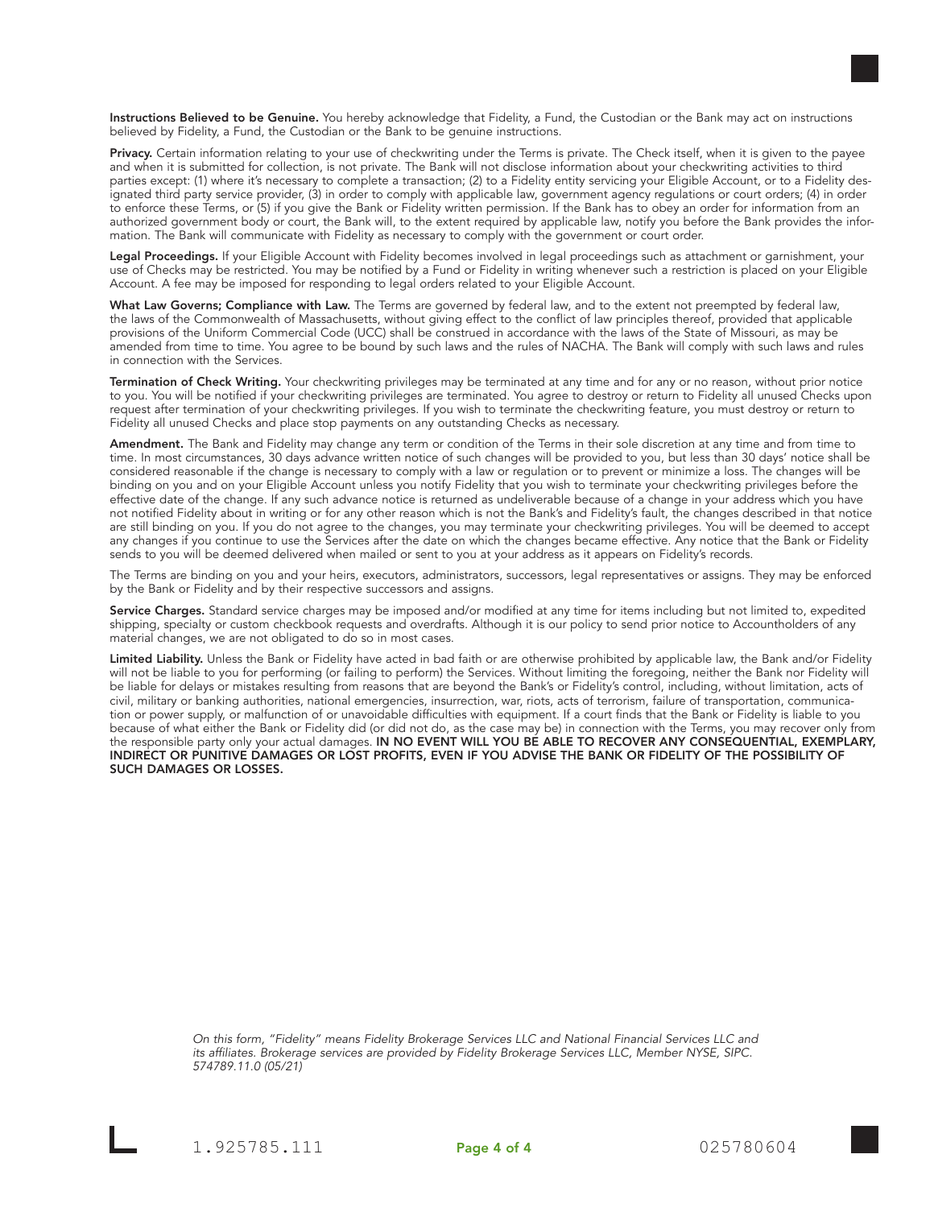**Instructions Believed to be Genuine.** You hereby acknowledge that Fidelity, a Fund, the Custodian or the Bank may act on instructions believed by Fidelity, a Fund, the Custodian or the Bank to be genuine instructions.

**Privacy.** Certain information relating to your use of checkwriting under the Terms is private. The Check itself, when it is given to the payee and when it is submitted for collection, is not private. The Bank will not disclose information about your checkwriting activities to third parties except: (1) where it's necessary to complete a transaction; (2) to a Fidelity entity servicing your Eligible Account, or to a Fidelity designated third party service provider, (3) in order to comply with applicable law, government agency regulations or court orders; (4) in order to enforce these Terms, or (5) if you give the Bank or Fidelity written permission. If the Bank has to obey an order for information from an authorized government body or court, the Bank will, to the extent required by applicable law, notify you before the Bank provides the information. The Bank will communicate with Fidelity as necessary to comply with the government or court order.

**Legal Proceedings.** If your Eligible Account with Fidelity becomes involved in legal proceedings such as attachment or garnishment, your use of Checks may be restricted. You may be notified by a Fund or Fidelity in writing whenever such a restriction is placed on your Eligible Account. A fee may be imposed for responding to legal orders related to your Eligible Account.

**What Law Governs; Compliance with Law.** The Terms are governed by federal law, and to the extent not preempted by federal law, the laws of the Commonwealth of Massachusetts, without giving effect to the conflict of law principles thereof, provided that applicable provisions of the Uniform Commercial Code (UCC) shall be construed in accordance with the laws of the State of Missouri, as may be amended from time to time. You agree to be bound by such laws and the rules of NACHA. The Bank will comply with such laws and rules in connection with the Services.

**Termination of Check Writing.** Your checkwriting privileges may be terminated at any time and for any or no reason, without prior notice to you. You will be notified if your checkwriting privileges are terminated. You agree to destroy or return to Fidelity all unused Checks upon request after termination of your checkwriting privileges. If you wish to terminate the checkwriting feature, you must destroy or return to Fidelity all unused Checks and place stop payments on any outstanding Checks as necessary.

**Amendment.** The Bank and Fidelity may change any term or condition of the Terms in their sole discretion at any time and from time to time. In most circumstances, 30 days advance written notice of such changes will be provided to you, but less than 30 days' notice shall be considered reasonable if the change is necessary to comply with a law or regulation or to prevent or minimize a loss. The changes will be binding on you and on your Eligible Account unless you notify Fidelity that you wish to terminate your checkwriting privileges before the effective date of the change. If any such advance notice is returned as undeliverable because of a change in your address which you have not notified Fidelity about in writing or for any other reason which is not the Bank's and Fidelity's fault, the changes described in that notice are still binding on you. If you do not agree to the changes, you may terminate your checkwriting privileges. You will be deemed to accept any changes if you continue to use the Services after the date on which the changes became effective. Any notice that the Bank or Fidelity sends to you will be deemed delivered when mailed or sent to you at your address as it appears on Fidelity's records.

The Terms are binding on you and your heirs, executors, administrators, successors, legal representatives or assigns. They may be enforced by the Bank or Fidelity and by their respective successors and assigns.

**Service Charges.** Standard service charges may be imposed and/or modified at any time for items including but not limited to, expedited shipping, specialty or custom checkbook requests and overdrafts. Although it is our policy to send prior notice to Accountholders of any material changes, we are not obligated to do so in most cases.

**Limited Liability.** Unless the Bank or Fidelity have acted in bad faith or are otherwise prohibited by applicable law, the Bank and/or Fidelity will not be liable to you for performing (or failing to perform) the Services. Without limiting the foregoing, neither the Bank nor Fidelity will be liable for delays or mistakes resulting from reasons that are beyond the Bank's or Fidelity's control, including, without limitation, acts of civil, military or banking authorities, national emergencies, insurrection, war, riots, acts of terrorism, failure of transportation, communication or power supply, or malfunction of or unavoidable difficulties with equipment. If a court finds that the Bank or Fidelity is liable to you because of what either the Bank or Fidelity did (or did not do, as the case may be) in connection with the Terms, you may recover only from the responsible party only your actual damages. **IN NO EVENT WILL YOU BE ABLE TO RECOVER ANY CONSEQUENTIAL, EXEMPLARY, INDIRECT OR PUNITIVE DAMAGES OR LOST PROFITS, EVEN IF YOU ADVISE THE BANK OR FIDELITY OF THE POSSIBILITY OF SUCH DAMAGES OR LOSSES.**

*On this form, "Fidelity" means Fidelity Brokerage Services LLC and National Financial Services LLC and its affiliates. Brokerage services are provided by Fidelity Brokerage Services LLC, Member NYSE, SIPC. 574789.11.0 (05/21)*

1.925785.111

025780604